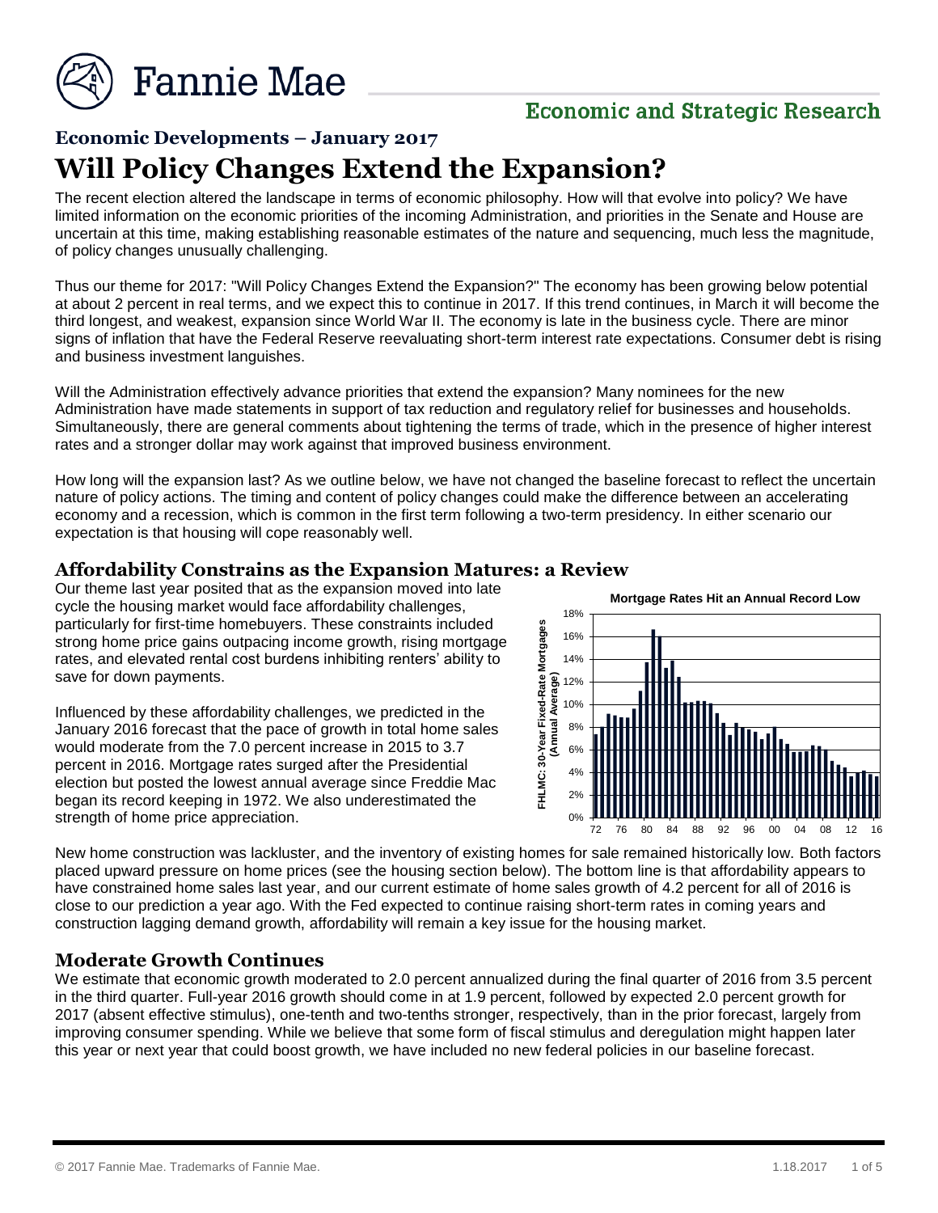# Fannie Mae

## Economic and Strategic Research

### Economic Developments – January 2017

# Will Policy Changes Extend the Expansion?

The recent election altered the landscape in terms of economic philosophy. How will that evolve into policy? We have limited information on the economic priorities of the incoming Administration, and priorities in the Senate and House are uncertain at this time, making establishing reasonable estimates of the nature and sequencing, much less the magnitude, of policy changes unusually challenging.

Thus our theme for 2017: "Will Policy Changes Extend the Expansion?" The economy has been growing below potential at about 2 percent in real terms, and we expect this to continue in 2017. If this trend continues, in March it will become the third longest, and weakest, expansion since World War II. The economy is late in the business cycle. There are minor signs of inflation that have the Federal Reserve reevaluating short-term interest rate expectations. Consumer debt is rising and business investment languishes.

Will the Administration effectively advance priorities that extend the expansion? Many nominees for the new Administration have made statements in support of tax reduction and regulatory relief for businesses and households. Simultaneously, there are general comments about tightening the terms of trade, which in the presence of higher interest rates and a stronger dollar may work against that improved business environment.

How long will the expansion last? As we outline below, we have not changed the baseline forecast to reflect the uncertain nature of policy actions. The timing and content of policy changes could make the difference between an accelerating economy and a recession, which is common in the first term following a two-term presidency. In either scenario our expectation is that housing will cope reasonably well.

## Affordability Constrains as the Expansion Matures: a Review

Our theme last year posited that as the expansion moved into late cycle the housing market would face affordability challenges, particularly for first-time homebuyers. These constraints included strong home price gains outpacing income growth, rising mortgage rates, and elevated rental cost burdens inhibiting renters' ability to save for down payments.

Influenced by these affordability challenges, we predicted in the January 2016 forecast that the pace of growth in total home sales would moderate from the 7.0 percent increase in 2015 to 3.7 percent in 2016. Mortgage rates surged after the Presidential election but posted the lowest annual average since Freddie Mac began its record keeping in 1972. We also underestimated the strength of home price appreciation.

**Mortgage Rates Hit an Annual Record Low**

New home construction was lackluster, and the inventory of existing homes for sale remained historically low. Both factors placed upward pressure on home prices (see the housing section below). The bottom line is that affordability appears to have constrained home sales last year, and our current estimate of home sales growth of 4.2 percent for all of 2016 is close to our prediction a year ago. With the Fed expected to continue raising short-term rates in coming years and construction lagging demand growth, affordability will remain a key issue for the housing market.

## Moderate Growth Continues

We estimate that economic growth moderated to 2.0 percent annualized during the final quarter of 2016 from 3.5 percent in the third quarter. Full-year 2016 growth should come in at 1.9 percent, followed by expected 2.0 percent growth for 2017 (absent effective stimulus), one-tenth and two-tenths stronger, respectively, than in the prior forecast, largely from improving consumer spending. While we believe that some form of fiscal stimulus and deregulation might happen later this year or next year that could boost growth, we have included no new federal policies in our baseline forecast.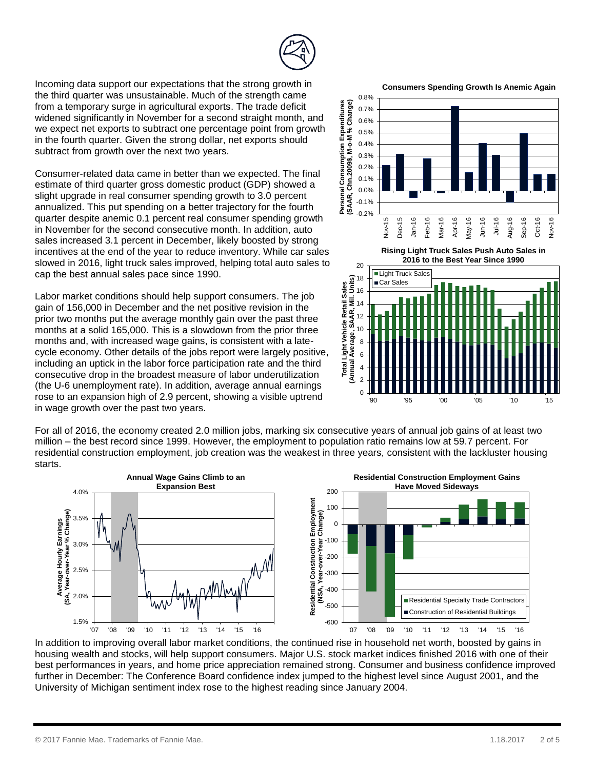Incoming data support our expectations that the strong growth in the third quarter was unsustainable. Much of the strength came from a temporary surge in agricultural exports. The trade deficit widened significantly in November for a second straight month, and we expect net exports to subtract one percentage point from growth in the fourth quarter. Given the strong dollar, net exports should subtract from growth over the next two years.

Consumer-related data came in better than we expected. The final estimate of third quarter gross domestic product (GDP) showed a slight upgrade in real consumer spending growth to 3.0 percent annualized. This put spending on a better trajectory for the fourth quarter despite anemic 0.1 percent real consumer spending growth in November for the second consecutive month. In addition, auto sales increased 3.1 percent in December, likely boosted by strong incentives at the end of the year to reduce inventory. While car sales slowed in 2016, light truck sales improved, helping total auto sales to cap the best annual sales pace since 1990.

Labor market conditions should help support consumers. The job gain of 156,000 in December and the net positive revision in the prior two months put the average monthly gain over the past three months at a solid 165,000. This is a slowdown from the prior three months and, with increased wage gains, is consistent with a late-cycle economy. Other details of the jobs report were largely positive, including an uptick in the labor force participation rate and the third consecutive drop in the broadest measure of labor underutilization (the U-6 unemployment rate). In addition, average annual earnings rose to an expansion high of 2.9 percent, showing a visible uptrend in wage growth over the past two years.

**Consumers Spending Growth Is Anemic Again**

**Rising Light Truck Sales Push Auto Sales in 2016 to the Best Year Since 1990**

For all of 2016, the economy created 2.0 million jobs, marking six consecutive years of annual job gains of at least two million – the best record since 1999. However, the employment to population ratio remains low at 59.7 percent. For residential construction employment, job creation was the weakest in three years, consistent with the lackluster housing starts.

**Annual Wage Gains Climb to an Expansion Best**

**Residential Construction Employment Gains Have Moved Sideways**

In addition to improving overall labor market conditions, the continued rise in household net worth, boosted by gains in housing wealth and stocks, will help support consumers. Major U.S. stock market indices finished 2016 with one of their best performances in years, and home price appreciation remained strong. Consumer and business confidence improved further in December: The Conference Board confidence index jumped to the highest level since August 2001, and the University of Michigan sentiment index rose to the highest reading since January 2004.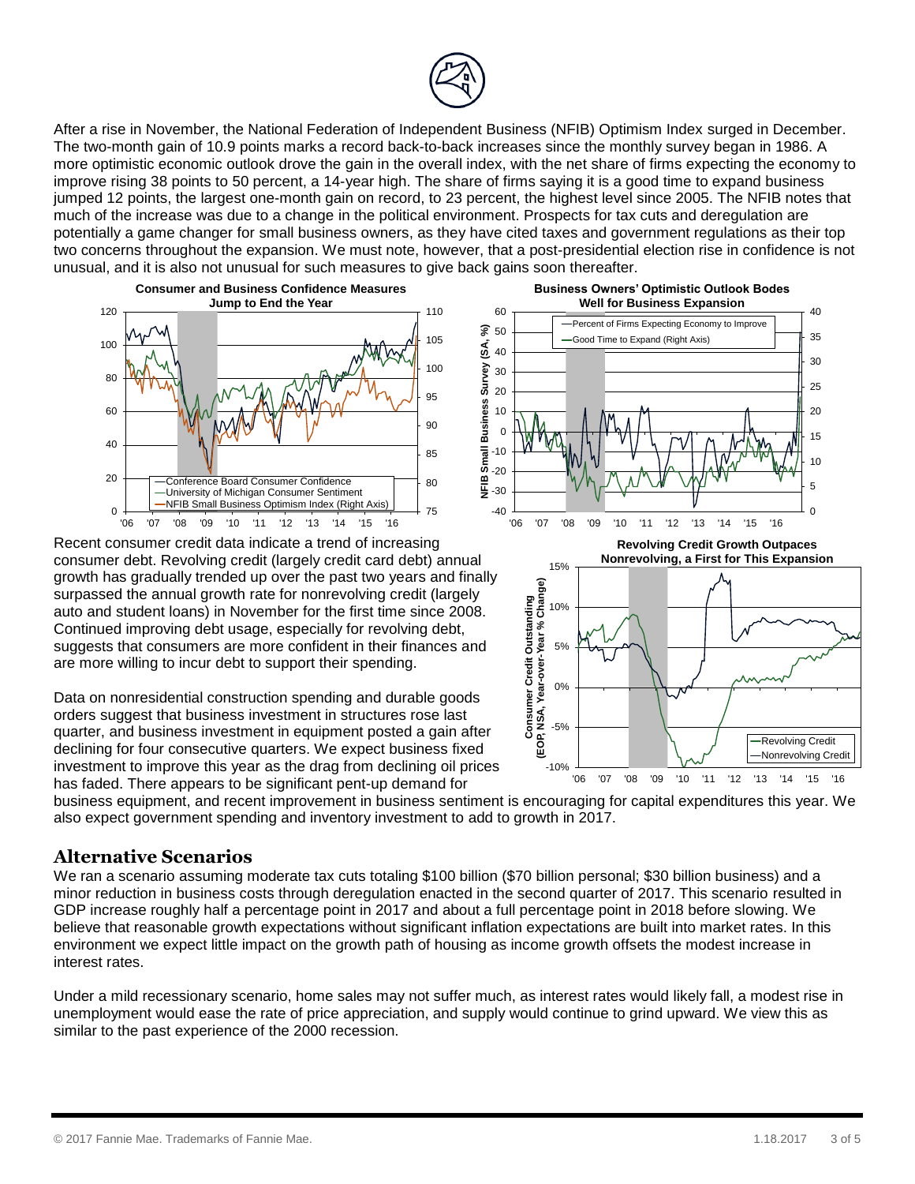After a rise in November, the National Federation of Independent Business (NFIB) Optimism Index surged in December. The two-month gain of 10.9 points marks a record back-to-back increases since the monthly survey began in 1986. A more optimistic economic outlook drove the gain in the overall index, with the net share of firms expecting the economy to improve rising 38 points to 50 percent, a 14-year high. The share of firms saying it is a good time to expand business jumped 12 points, the largest one-month gain on record, to 23 percent, the highest level since 2005. The NFIB notes that much of the increase was due to a change in the political environment. Prospects for tax cuts and deregulation are potentially a game changer for small business owners, as they have cited taxes and government regulations as their top two concerns throughout the expansion. We must note, however, that a post-presidential election rise in confidence is not unusual, and it is also not unusual for such measures to give back gains soon thereafter.

**Consumer and Business Confidence Measures Jump to End the Year**

**Business Owners' Optimistic Outlook Bodes Well for Business Expansion**

Recent consumer credit data indicate a trend of increasing consumer debt. Revolving credit (largely credit card debt) annual growth has gradually trended up over the past two years and finally surpassed the annual growth rate for nonrevolving credit (largely auto and student loans) in November for the first time since 2008. Continued improving debt usage, especially for revolving debt, suggests that consumers are more confident in their finances and are more willing to incur debt to support their spending.

**Revolving Credit Growth Outpaces Nonrevolving, a First for This Expansion**

Data on nonresidential construction spending and durable goods orders suggest that business investment in structures rose last quarter, and business investment in equipment posted a gain after declining for four consecutive quarters. We expect business fixed investment to improve this year as the drag from declining oil prices has faded. There appears to be significant pent-up demand for business equipment, and recent improvement in business sentiment is encouraging for capital expenditures this year. We also expect government spending and inventory investment to add to growth in 2017.

## Alternative Scenarios

We ran a scenario assuming moderate tax cuts totaling $100 billion ($70 billion personal; $30 billion business) and a minor reduction in business costs through deregulation enacted in the second quarter of 2017. This scenario resulted in GDP increase roughly half a percentage point in 2017 and about a full percentage point in 2018 before slowing. We believe that reasonable growth expectations without significant inflation expectations are built into market rates. In this environment we expect little impact on the growth path of housing as income growth offsets the modest increase in interest rates.

Under a mild recessionary scenario, home sales may not suffer much, as interest rates would likely fall, a modest rise in unemployment would ease the rate of price appreciation, and supply would continue to grind upward. We view this as similar to the past experience of the 2000 recession.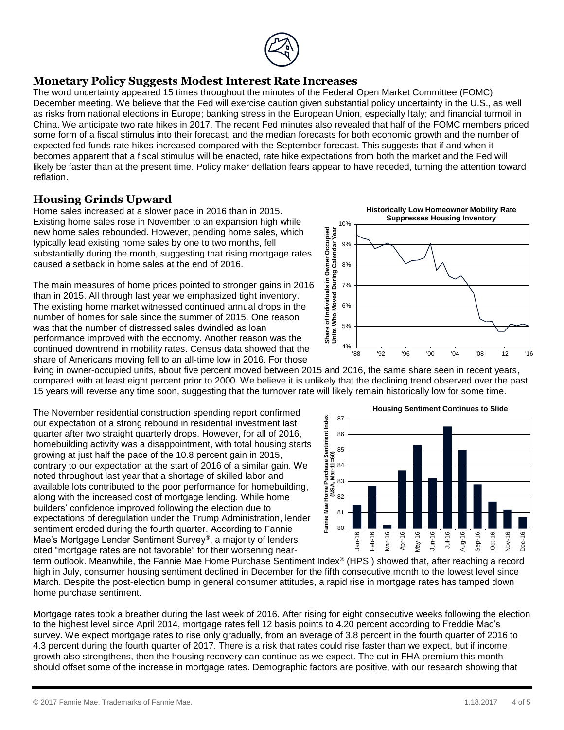## Monetary Policy Suggests Modest Interest Rate Increases

The word uncertainty appeared 15 times throughout the minutes of the Federal Open Market Committee (FOMC) December meeting. We believe that the Fed will exercise caution given substantial policy uncertainty in the U.S., as well as risks from national elections in Europe; banking stress in the European Union, especially Italy; and financial turmoil in China. We anticipate two rate hikes in 2017. The recent Fed minutes also revealed that half of the FOMC members priced some form of a fiscal stimulus into their forecast, and the median forecasts for both economic growth and the number of expected fed funds rate hikes increased compared with the September forecast. This suggests that if and when it becomes apparent that a fiscal stimulus will be enacted, rate hike expectations from both the market and the Fed will likely be faster than at the present time. Policy maker deflation fears appear to have receded, turning the attention toward reflation.

## Housing Grinds Upward

Home sales increased at a slower pace in 2016 than in 2015. Existing home sales rose in November to an expansion high while new home sales rebounded. However, pending home sales, which typically lead existing home sales by one to two months, fell substantially during the month, suggesting that rising mortgage rates caused a setback in home sales at the end of 2016.

The main measures of home prices pointed to stronger gains in 2016 than in 2015. All through last year we emphasized tight inventory. The existing home market witnessed continued annual drops in the number of homes for sale since the summer of 2015. One reason was that the number of distressed sales dwindled as loan performance improved with the economy. Another reason was the continued downtrend in mobility rates. Census data showed that the share of Americans moving fell to an all-time low in 2016. For those living in owner-occupied units, about five percent moved between 2015 and 2016, the same share seen in recent years, compared with at least eight percent prior to 2000. We believe it is unlikely that the declining trend observed over the past 15 years will reverse any time soon, suggesting that the turnover rate will likely remain historically low for some time.

**Historically Low Homeowner Mobility Rate Suppresses Housing Inventory**

The November residential construction spending report confirmed our expectation of a strong rebound in residential investment last quarter after two straight quarterly drops. However, for all of 2016, homebuilding activity was a disappointment, with total housing starts growing at just half the pace of the 10.8 percent gain in 2015, contrary to our expectation at the start of 2016 of a similar gain. We noted throughout last year that a shortage of skilled labor and available lots contributed to the poor performance for homebuilding, along with the increased cost of mortgage lending. While home builders' confidence improved following the election due to expectations of deregulation under the Trump Administration, lender sentiment eroded during the fourth quarter. According to Fannie Mae's Mortgage Lender Sentiment Survey®, a majority of lenders cited "mortgage rates are not favorable" for their worsening near-term outlook. Meanwhile, the Fannie Mae Home Purchase Sentiment Index® (HPSI) showed that, after reaching a record high in July, consumer housing sentiment declined in December for the fifth consecutive month to the lowest level since March. Despite the post-election bump in general consumer attitudes, a rapid rise in mortgage rates has tamped down home purchase sentiment.

**Housing Sentiment Continues to Slide**

Mortgage rates took a breather during the last week of 2016. After rising for eight consecutive weeks following the election to the highest level since April 2014, mortgage rates fell 12 basis points to 4.20 percent according to Freddie Mac's survey. We expect mortgage rates to rise only gradually, from an average of 3.8 percent in the fourth quarter of 2016 to 4.3 percent during the fourth quarter of 2017. There is a risk that rates could rise faster than we expect, but if income growth also strengthens, then the housing recovery can continue as we expect. The cut in FHA premium this month should offset some of the increase in mortgage rates. Demographic factors are positive, with our research showing that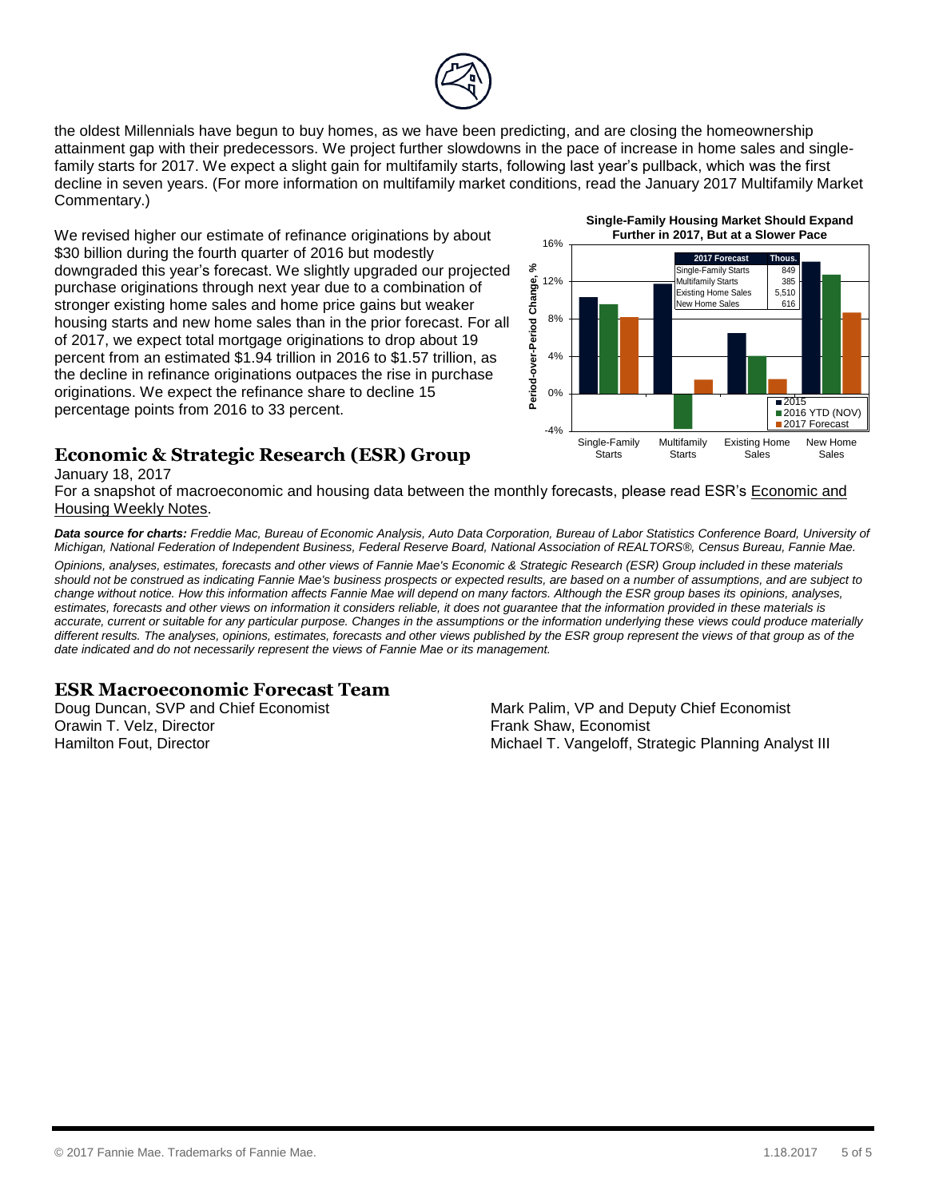the oldest Millennials have begun to buy homes, as we have been predicting, and are closing the homeownership attainment gap with their predecessors. We project further slowdowns in the pace of increase in home sales and single-family starts for 2017. We expect a slight gain for multifamily starts, following last year's pullback, which was the first decline in seven years. (For more information on multifamily market conditions, read the January 2017 Multifamily Market Commentary.)

We revised higher our estimate of refinance originations by about \$30 billion during the fourth quarter of 2016 but modestly downgraded this year's forecast. We slightly upgraded our projected purchase originations through next year due to a combination of stronger existing home sales and home price gains but weaker housing starts and new home sales than in the prior forecast. For all of 2017, we expect total mortgage originations to drop about 19 percent from an estimated \$1.94 trillion in 2016 to \$1.57 trillion, as the decline in refinance originations outpaces the rise in purchase originations. We expect the refinance share to decline 15 percentage points from 2016 to 33 percent.

**Single-Family Housing Market Should Expand Further in 2017, But at a Slower Pace**

Period-over-Period Change, %

16%
12%
8%
4%
0%
-4%

Single-Family Starts
Multifamily Starts
Existing Home Sales
New Home Sales

2015
2016 YTD (NOV)
2017 Forecast

| 2017 Forecast | Thous. |
|---|---|
| Single-Family Starts | 849 |
| Multifamily Starts | 385 |
| Existing Home Sales | 5,510 |
| New Home Sales | 616 |

## Economic & Strategic Research (ESR) Group

January 18, 2017

For a snapshot of macroeconomic and housing data between the monthly forecasts, please read ESR's Economic and Housing Weekly Notes.

***Data source for charts:*** *Freddie Mac, Bureau of Economic Analysis, Auto Data Corporation, Bureau of Labor Statistics Conference Board, University of Michigan, National Federation of Independent Business, Federal Reserve Board, National Association of REALTORS®, Census Bureau, Fannie Mae.*

*Opinions, analyses, estimates, forecasts and other views of Fannie Mae's Economic & Strategic Research (ESR) Group included in these materials should not be construed as indicating Fannie Mae's business prospects or expected results, are based on a number of assumptions, and are subject to change without notice. How this information affects Fannie Mae will depend on many factors. Although the ESR group bases its opinions, analyses, estimates, forecasts and other views on information it considers reliable, it does not guarantee that the information provided in these materials is accurate, current or suitable for any particular purpose. Changes in the assumptions or the information underlying these views could produce materially different results. The analyses, opinions, estimates, forecasts and other views published by the ESR group represent the views of that group as of the date indicated and do not necessarily represent the views of Fannie Mae or its management.*

## ESR Macroeconomic Forecast Team

Doug Duncan, SVP and Chief Economist
Orawin T. Velz, Director
Hamilton Fout, Director
Mark Palim, VP and Deputy Chief Economist
Frank Shaw, Economist
Michael T. Vangeloff, Strategic Planning Analyst III

© 2017 Fannie Mae. Trademarks of Fannie Mae.